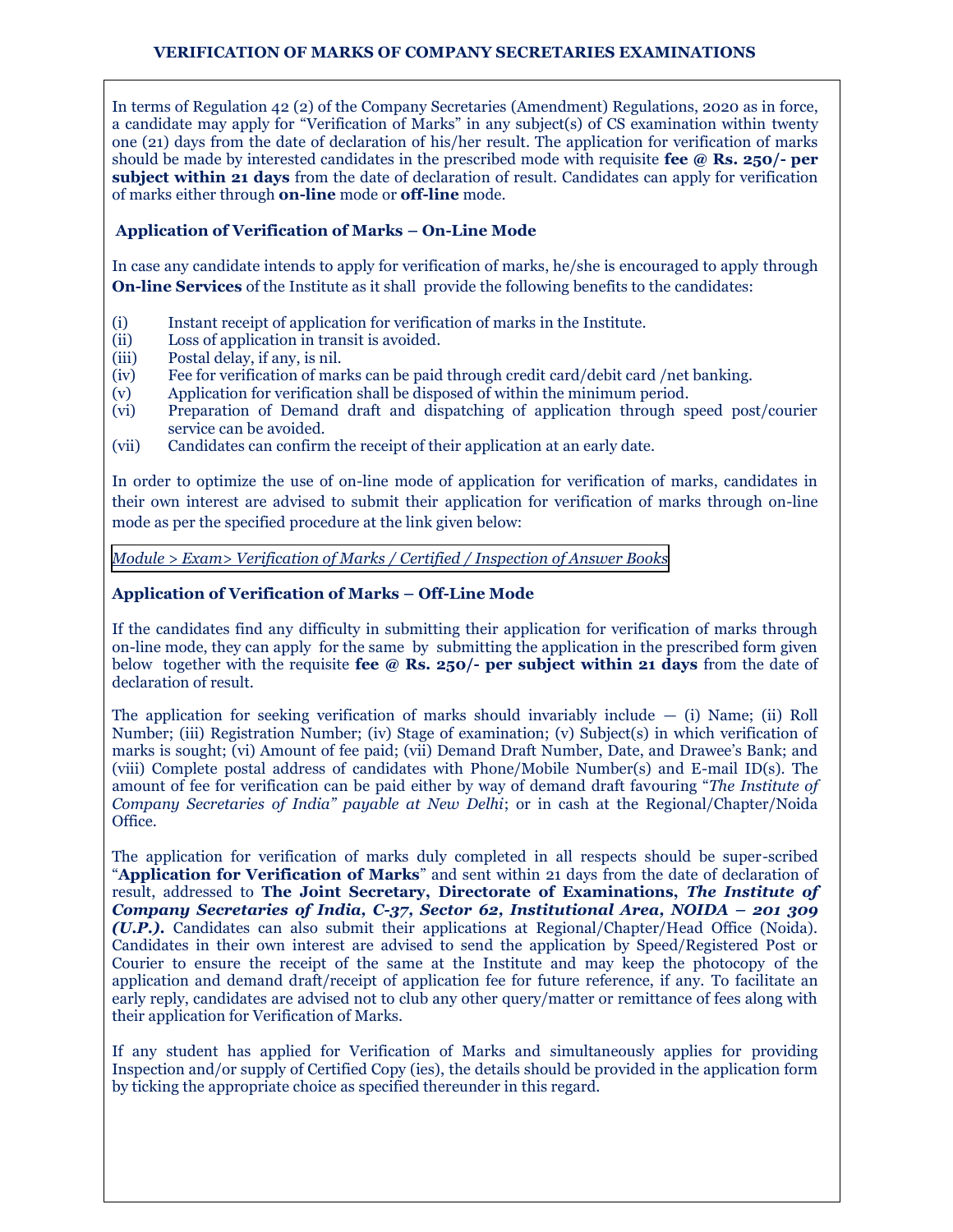# VERIFICATION OF MARKS OF COMPANY SECRETARIES EXAMINATIONS

In terms of Regulation 42 (2) of the Company Secretaries (Amendment) Regulations, 2020 as in force, a candidate may apply for "Verification of Marks" in any subject(s) of CS examination within twenty one (21) days from the date of declaration of his/her result. The application for verification of marks should be made by interested candidates in the prescribed mode with requisite **fee @ Rs. 250/- per subject within 21 days** from the date of declaration of result. Candidates can apply for verification of marks either through **on-line** mode or **off-line** mode.

## Application of Verification of Marks – On-Line Mode

In case any candidate intends to apply for verification of marks, he/she is encouraged to apply through **On-line Services** of the Institute as it shall provide the following benefits to the candidates:

(i) Instant receipt of application for verification of marks in the Institute.
(ii) Loss of application in transit is avoided.
(iii) Postal delay, if any, is nil.
(iv) Fee for verification of marks can be paid through credit card/debit card /net banking.
(v) Application for verification shall be disposed of within the minimum period.
(vi) Preparation of Demand draft and dispatching of application through speed post/courier service can be avoided.
(vii) Candidates can confirm the receipt of their application at an early date.

In order to optimize the use of on-line mode of application for verification of marks, candidates in their own interest are advised to submit their application for verification of marks through on-line mode as per the specified procedure at the link given below:

*Module > Exam> Verification of Marks / Certified / Inspection of Answer Books*

## Application of Verification of Marks – Off-Line Mode

If the candidates find any difficulty in submitting their application for verification of marks through on-line mode, they can apply for the same by submitting the application in the prescribed form given below together with the requisite **fee @ Rs. 250/- per subject within 21 days** from the date of declaration of result.

The application for seeking verification of marks should invariably include — (i) Name; (ii) Roll Number; (iii) Registration Number; (iv) Stage of examination; (v) Subject(s) in which verification of marks is sought; (vi) Amount of fee paid; (vii) Demand Draft Number, Date, and Drawee's Bank; and (viii) Complete postal address of candidates with Phone/Mobile Number(s) and E-mail ID(s). The amount of fee for verification can be paid either by way of demand draft favouring "*The Institute of Company Secretaries of India" payable at New Delhi*; or in cash at the Regional/Chapter/Noida Office.

The application for verification of marks duly completed in all respects should be super-scribed "**Application for Verification of Marks**" and sent within 21 days from the date of declaration of result, addressed to **The Joint Secretary, Directorate of Examinations, *The Institute of Company Secretaries of India, C-37, Sector 62, Institutional Area, NOIDA – 201 309 (U.P.).*** Candidates can also submit their applications at Regional/Chapter/Head Office (Noida). Candidates in their own interest are advised to send the application by Speed/Registered Post or Courier to ensure the receipt of the same at the Institute and may keep the photocopy of the application and demand draft/receipt of application fee for future reference, if any. To facilitate an early reply, candidates are advised not to club any other query/matter or remittance of fees along with their application for Verification of Marks.

If any student has applied for Verification of Marks and simultaneously applies for providing Inspection and/or supply of Certified Copy (ies), the details should be provided in the application form by ticking the appropriate choice as specified thereunder in this regard.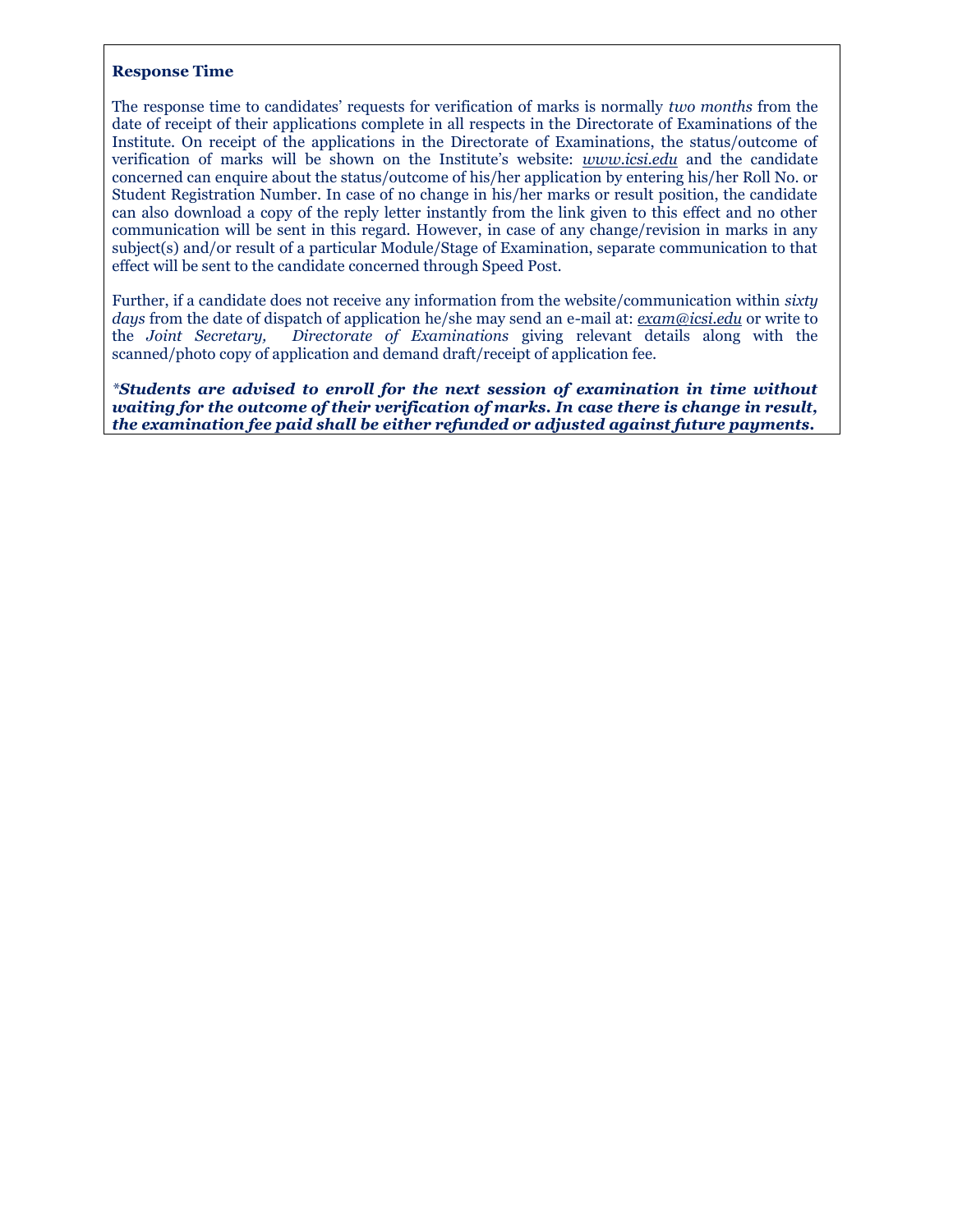**Response Time**

The response time to candidates' requests for verification of marks is normally *two months* from the date of receipt of their applications complete in all respects in the Directorate of Examinations of the Institute. On receipt of the applications in the Directorate of Examinations, the status/outcome of verification of marks will be shown on the Institute's website: *www.icsi.edu* and the candidate concerned can enquire about the status/outcome of his/her application by entering his/her Roll No. or Student Registration Number. In case of no change in his/her marks or result position, the candidate can also download a copy of the reply letter instantly from the link given to this effect and no other communication will be sent in this regard. However, in case of any change/revision in marks in any subject(s) and/or result of a particular Module/Stage of Examination, separate communication to that effect will be sent to the candidate concerned through Speed Post.

Further, if a candidate does not receive any information from the website/communication within *sixty days* from the date of dispatch of application he/she may send an e-mail at: *exam@icsi.edu* or write to the *Joint Secretary, Directorate of Examinations* giving relevant details along with the scanned/photo copy of application and demand draft/receipt of application fee.

****Students are advised to enroll for the next session of examination in time without waiting for the outcome of their verification of marks. In case there is change in result, the examination fee paid shall be either refunded or adjusted against future payments.***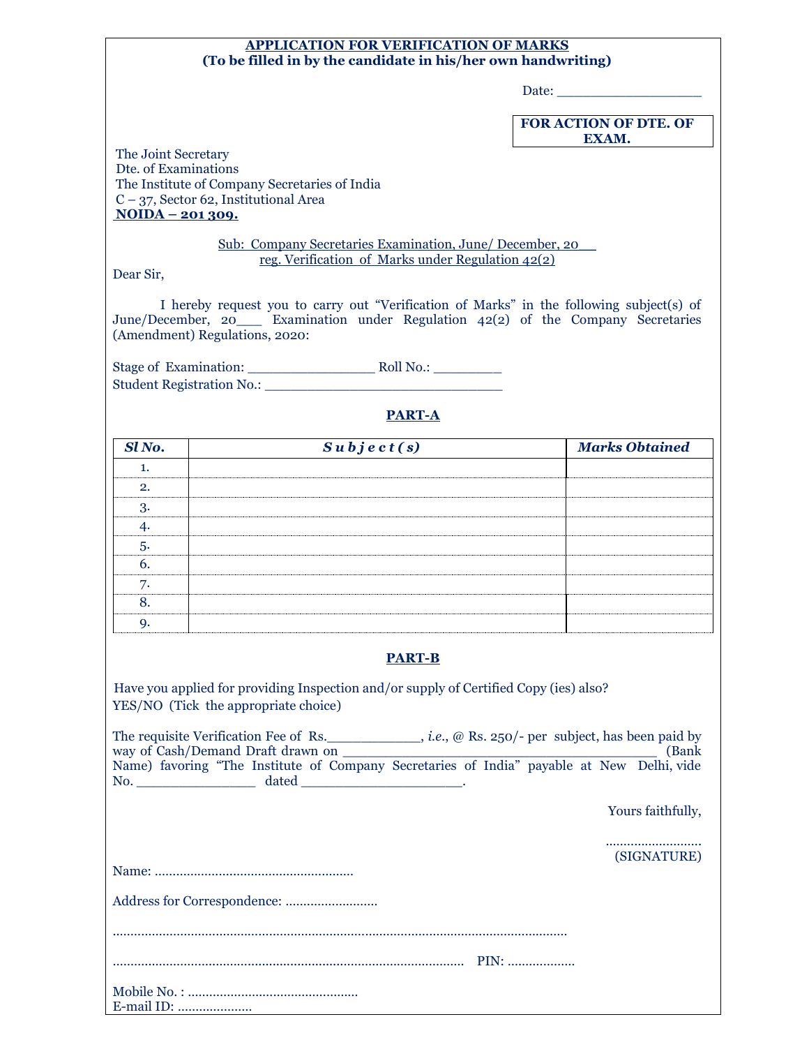## APPLICATION FOR VERIFICATION OF MARKS
**(To be filled in by the candidate in his/her own handwriting)**

Date: ___________________

**FOR ACTION OF DTE. OF EXAM.**

The Joint Secretary
Dte. of Examinations
The Institute of Company Secretaries of India
C – 37, Sector 62, Institutional Area
**NOIDA – 201 309.**

Sub: Company Secretaries Examination, June/ December, 20__
reg. Verification of Marks under Regulation 42(2)

Dear Sir,

I hereby request you to carry out "Verification of Marks" in the following subject(s) of June/December, 20___ Examination under Regulation 42(2) of the Company Secretaries (Amendment) Regulations, 2020:

Stage of Examination: ________________ Roll No.: ________
Student Registration No.: ______________________________

**PART-A**

| *Sl No.* | *Subject(s)* | *Marks Obtained* |
|---|---|---|
| 1. | | |
| 2. | | |
| 3. | | |
| 4. | | |
| 5. | | |
| 6. | | |
| 7. | | |
| 8. | | |
| 9. | | |

**PART-B**

Have you applied for providing Inspection and/or supply of Certified Copy (ies) also?
YES/NO (Tick the appropriate choice)

The requisite Verification Fee of Rs.____________, *i.e.*, @ Rs. 250/- per subject, has been paid by way of Cash/Demand Draft drawn on ________________________________________ (Bank Name) favoring "The Institute of Company Secretaries of India" payable at New Delhi, vide No. _______________ dated ____________________.

Yours faithfully,

..........................
(SIGNATURE)

Name: .......................................................

Address for Correspondence: .........................

..............................................................................................................................

.................................................................................................. PIN: ..................

Mobile No. : ...............................................
E-mail ID: ....................